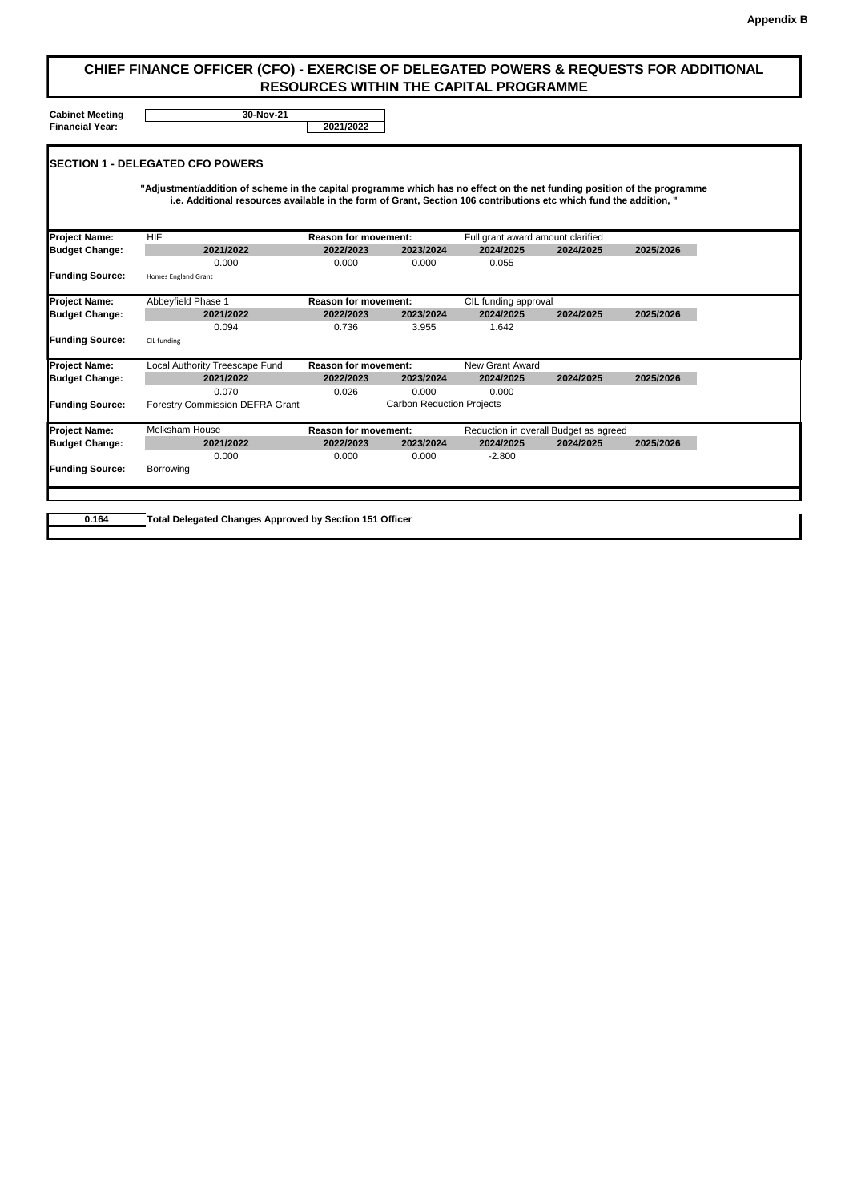Appendix B

# CHIEF FINANCE OFFICER (CFO) - EXERCISE OF DELEGATED POWERS & REQUESTS FOR ADDITIONAL RESOURCES WITHIN THE CAPITAL PROGRAMME

**Cabinet Meeting** 30-Nov-21
**Financial Year:** 2021/2022

## SECTION 1 - DELEGATED CFO POWERS

**"Adjustment/addition of scheme in the capital programme which has no effect on the net funding position of the programme i.e. Additional resources available in the form of Grant, Section 106 contributions etc which fund the addition, "**

| **Project Name:** | HIF | **Reason for movement:** | | Full grant award amount clarified | | |
|---|---|---|---|---|---|---|
| **Budget Change:** | **2021/2022** | **2022/2023** | **2023/2024** | **2024/2025** | **2024/2025** | **2025/2026** |
| | 0.000 | 0.000 | 0.000 | 0.055 | | |
| **Funding Source:** | Homes England Grant | | | | | |

| **Project Name:** | Abbeyfield Phase 1 | **Reason for movement:** | | CIL funding approval | | |
|---|---|---|---|---|---|---|
| **Budget Change:** | **2021/2022** | **2022/2023** | **2023/2024** | **2024/2025** | **2024/2025** | **2025/2026** |
| | 0.094 | 0.736 | 3.955 | 1.642 | | |
| **Funding Source:** | CIL funding | | | | | |

| **Project Name:** | Local Authority Treescape Fund | **Reason for movement:** | | New Grant Award | | |
|---|---|---|---|---|---|---|
| **Budget Change:** | **2021/2022** | **2022/2023** | **2023/2024** | **2024/2025** | **2024/2025** | **2025/2026** |
| | 0.070 | 0.026 | 0.000 | 0.000 | | |
| **Funding Source:** | Forestry Commission DEFRA Grant | | Carbon Reduction Projects | | | |

| **Project Name:** | Melksham House | **Reason for movement:** | | Reduction in overall Budget as agreed | | |
|---|---|---|---|---|---|---|
| **Budget Change:** | **2021/2022** | **2022/2023** | **2023/2024** | **2024/2025** | **2024/2025** | **2025/2026** |
| | 0.000 | 0.000 | 0.000 | -2.800 | | |
| **Funding Source:** | Borrowing | | | | | |

**0.164** **Total Delegated Changes Approved by Section 151 Officer**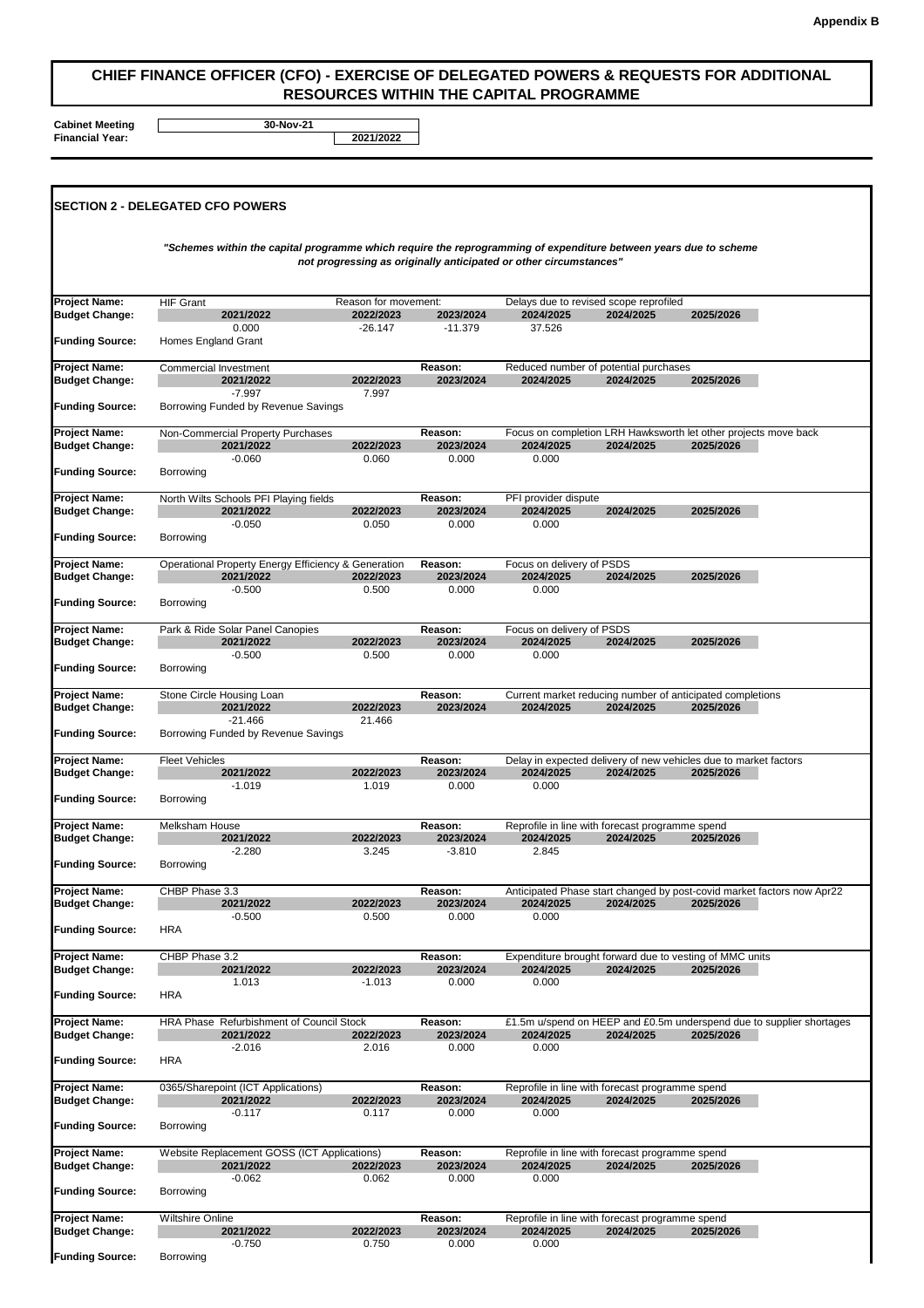**Appendix B**

# CHIEF FINANCE OFFICER (CFO) - EXERCISE OF DELEGATED POWERS & REQUESTS FOR ADDITIONAL RESOURCES WITHIN THE CAPITAL PROGRAMME

**Cabinet Meeting** 30-Nov-21
**Financial Year:** 2021/2022

## SECTION 2 - DELEGATED CFO POWERS

***"Schemes within the capital programme which require the reprogramming of expenditure between years due to scheme not progressing as originally anticipated or other circumstances"***

| | | | | | | |
|---|---|---|---|---|---|---|
| **Project Name:** | HIF Grant | Reason for movement: | | Delays due to revised scope reprofiled | | |
| **Budget Change:** | 2021/2022 | 2022/2023 | 2023/2024 | 2024/2025 | 2024/2025 | 2025/2026 |
| | 0.000 | -26.147 | -11.379 | 37.526 | | |
| **Funding Source:** | Homes England Grant | | | | | |
| **Project Name:** | Commercial Investment | | **Reason:** | Reduced number of potential purchases | | |
| **Budget Change:** | 2021/2022 | 2022/2023 | 2023/2024 | 2024/2025 | 2024/2025 | 2025/2026 |
| | -7.997 | 7.997 | | | | |
| **Funding Source:** | Borrowing Funded by Revenue Savings | | | | | |
| **Project Name:** | Non-Commercial Property Purchases | | **Reason:** | Focus on completion LRH Hawksworth let other projects move back | | |
| **Budget Change:** | 2021/2022 | 2022/2023 | 2023/2024 | 2024/2025 | 2024/2025 | 2025/2026 |
| | -0.060 | 0.060 | 0.000 | 0.000 | | |
| **Funding Source:** | Borrowing | | | | | |
| **Project Name:** | North Wilts Schools PFI Playing fields | | **Reason:** | PFI provider dispute | | |
| **Budget Change:** | 2021/2022 | 2022/2023 | 2023/2024 | 2024/2025 | 2024/2025 | 2025/2026 |
| | -0.050 | 0.050 | 0.000 | 0.000 | | |
| **Funding Source:** | Borrowing | | | | | |
| **Project Name:** | Operational Property Energy Efficiency & Generation | | **Reason:** | Focus on delivery of PSDS | | |
| **Budget Change:** | 2021/2022 | 2022/2023 | 2023/2024 | 2024/2025 | 2024/2025 | 2025/2026 |
| | -0.500 | 0.500 | 0.000 | 0.000 | | |
| **Funding Source:** | Borrowing | | | | | |
| **Project Name:** | Park & Ride Solar Panel Canopies | | **Reason:** | Focus on delivery of PSDS | | |
| **Budget Change:** | 2021/2022 | 2022/2023 | 2023/2024 | 2024/2025 | 2024/2025 | 2025/2026 |
| | -0.500 | 0.500 | 0.000 | 0.000 | | |
| **Funding Source:** | Borrowing | | | | | |
| **Project Name:** | Stone Circle Housing Loan | | **Reason:** | Current market reducing number of anticipated completions | | |
| **Budget Change:** | 2021/2022 | 2022/2023 | 2023/2024 | 2024/2025 | 2024/2025 | 2025/2026 |
| | -21.466 | 21.466 | | | | |
| **Funding Source:** | Borrowing Funded by Revenue Savings | | | | | |
| **Project Name:** | Fleet Vehicles | | **Reason:** | Delay in expected delivery of new vehicles due to market factors | | |
| **Budget Change:** | 2021/2022 | 2022/2023 | 2023/2024 | 2024/2025 | 2024/2025 | 2025/2026 |
| | -1.019 | 1.019 | 0.000 | 0.000 | | |
| **Funding Source:** | Borrowing | | | | | |
| **Project Name:** | Melksham House | | **Reason:** | Reprofile in line with forecast programme spend | | |
| **Budget Change:** | 2021/2022 | 2022/2023 | 2023/2024 | 2024/2025 | 2024/2025 | 2025/2026 |
| | -2.280 | 3.245 | -3.810 | 2.845 | | |
| **Funding Source:** | Borrowing | | | | | |
| **Project Name:** | CHBP Phase 3.3 | | **Reason:** | Anticipated Phase start changed by post-covid market factors now Apr22 | | |
| **Budget Change:** | 2021/2022 | 2022/2023 | 2023/2024 | 2024/2025 | 2024/2025 | 2025/2026 |
| | -0.500 | 0.500 | 0.000 | 0.000 | | |
| **Funding Source:** | HRA | | | | | |
| **Project Name:** | CHBP Phase 3.2 | | **Reason:** | Expenditure brought forward due to vesting of MMC units | | |
| **Budget Change:** | 2021/2022 | 2022/2023 | 2023/2024 | 2024/2025 | 2024/2025 | 2025/2026 |
| | 1.013 | -1.013 | 0.000 | 0.000 | | |
| **Funding Source:** | HRA | | | | | |
| **Project Name:** | HRA Phase Refurbishment of Council Stock | | **Reason:** | £1.5m u/spend on HEEP and £0.5m underspend due to supplier shortages | | |
| **Budget Change:** | 2021/2022 | 2022/2023 | 2023/2024 | 2024/2025 | 2024/2025 | 2025/2026 |
| | -2.016 | 2.016 | 0.000 | 0.000 | | |
| **Funding Source:** | HRA | | | | | |
| **Project Name:** | 0365/Sharepoint (ICT Applications) | | **Reason:** | Reprofile in line with forecast programme spend | | |
| **Budget Change:** | 2021/2022 | 2022/2023 | 2023/2024 | 2024/2025 | 2024/2025 | 2025/2026 |
| | -0.117 | 0.117 | 0.000 | 0.000 | | |
| **Funding Source:** | Borrowing | | | | | |
| **Project Name:** | Website Replacement GOSS (ICT Applications) | | **Reason:** | Reprofile in line with forecast programme spend | | |
| **Budget Change:** | 2021/2022 | 2022/2023 | 2023/2024 | 2024/2025 | 2024/2025 | 2025/2026 |
| | -0.062 | 0.062 | 0.000 | 0.000 | | |
| **Funding Source:** | Borrowing | | | | | |
| **Project Name:** | Wiltshire Online | | **Reason:** | Reprofile in line with forecast programme spend | | |
| **Budget Change:** | 2021/2022 | 2022/2023 | 2023/2024 | 2024/2025 | 2024/2025 | 2025/2026 |
| | -0.750 | 0.750 | 0.000 | 0.000 | | |
| **Funding Source:** | Borrowing | | | | | |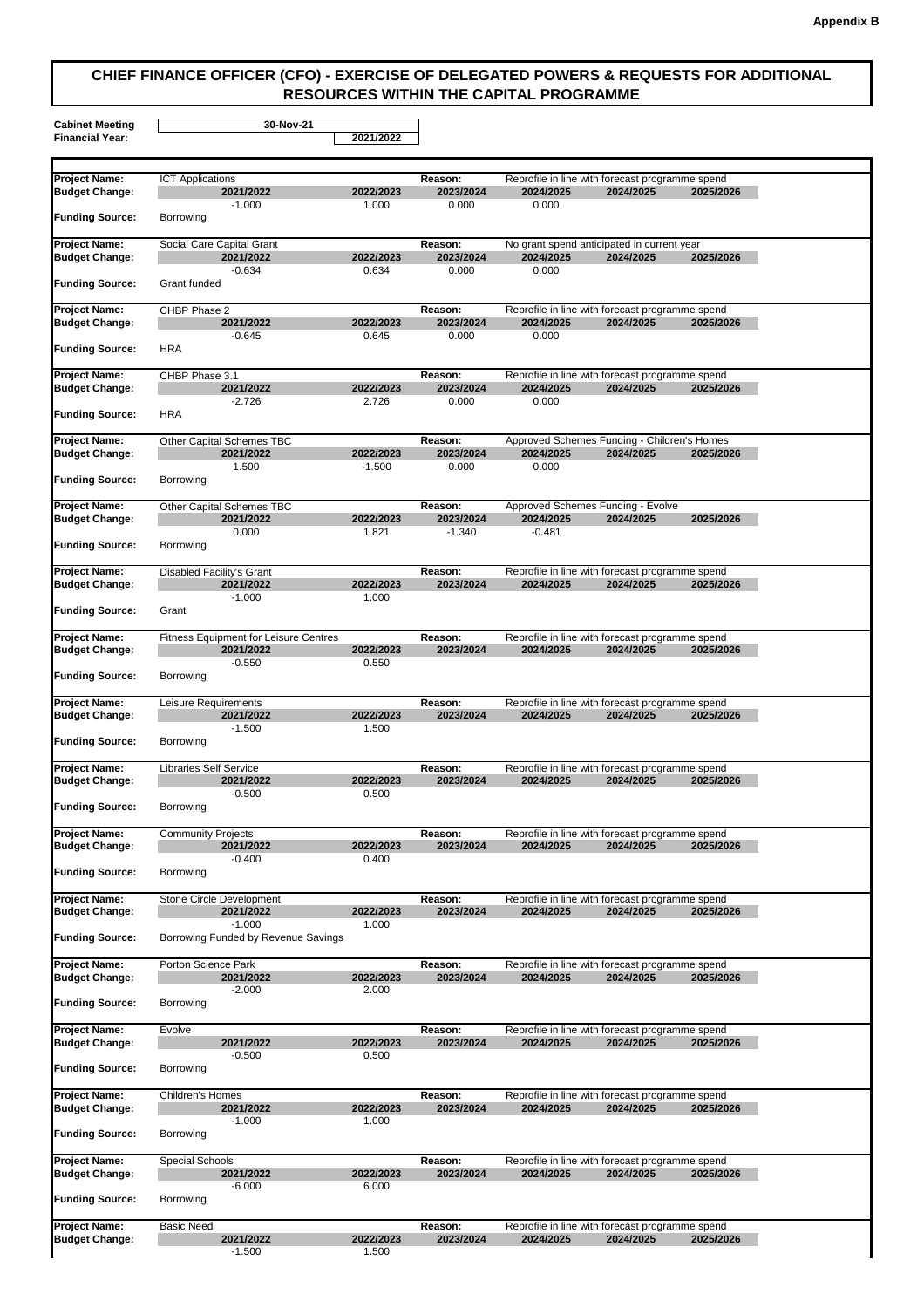**Appendix B**

# CHIEF FINANCE OFFICER (CFO) - EXERCISE OF DELEGATED POWERS & REQUESTS FOR ADDITIONAL RESOURCES WITHIN THE CAPITAL PROGRAMME

| | |
|---|---|
| **Cabinet Meeting** | **30-Nov-21** |
| **Financial Year:** | **2021/2022** |

| | | | | | | |
|---|---|---|---|---|---|---|
| **Project Name:** | ICT Applications | | **Reason:** | Reprofile in line with forecast programme spend | | |
| **Budget Change:** | **2021/2022** | **2022/2023** | **2023/2024** | **2024/2025** | **2024/2025** | **2025/2026** |
| | -1.000 | 1.000 | 0.000 | 0.000 | | |
| **Funding Source:** | Borrowing | | | | | |
| **Project Name:** | Social Care Capital Grant | | **Reason:** | No grant spend anticipated in current year | | |
| **Budget Change:** | **2021/2022** | **2022/2023** | **2023/2024** | **2024/2025** | **2024/2025** | **2025/2026** |
| | -0.634 | 0.634 | 0.000 | 0.000 | | |
| **Funding Source:** | Grant funded | | | | | |
| **Project Name:** | CHBP Phase 2 | | **Reason:** | Reprofile in line with forecast programme spend | | |
| **Budget Change:** | **2021/2022** | **2022/2023** | **2023/2024** | **2024/2025** | **2024/2025** | **2025/2026** |
| | -0.645 | 0.645 | 0.000 | 0.000 | | |
| **Funding Source:** | HRA | | | | | |
| **Project Name:** | CHBP Phase 3.1 | | **Reason:** | Reprofile in line with forecast programme spend | | |
| **Budget Change:** | **2021/2022** | **2022/2023** | **2023/2024** | **2024/2025** | **2024/2025** | **2025/2026** |
| | -2.726 | 2.726 | 0.000 | 0.000 | | |
| **Funding Source:** | HRA | | | | | |
| **Project Name:** | Other Capital Schemes TBC | | **Reason:** | Approved Schemes Funding - Children's Homes | | |
| **Budget Change:** | **2021/2022** | **2022/2023** | **2023/2024** | **2024/2025** | **2024/2025** | **2025/2026** |
| | 1.500 | -1.500 | 0.000 | 0.000 | | |
| **Funding Source:** | Borrowing | | | | | |
| **Project Name:** | Other Capital Schemes TBC | | **Reason:** | Approved Schemes Funding - Evolve | | |
| **Budget Change:** | **2021/2022** | **2022/2023** | **2023/2024** | **2024/2025** | **2024/2025** | **2025/2026** |
| | 0.000 | 1.821 | -1.340 | -0.481 | | |
| **Funding Source:** | Borrowing | | | | | |
| **Project Name:** | Disabled Facility's Grant | | **Reason:** | Reprofile in line with forecast programme spend | | |
| **Budget Change:** | **2021/2022** | **2022/2023** | **2023/2024** | **2024/2025** | **2024/2025** | **2025/2026** |
| | -1.000 | 1.000 | | | | |
| **Funding Source:** | Grant | | | | | |
| **Project Name:** | Fitness Equipment for Leisure Centres | | **Reason:** | Reprofile in line with forecast programme spend | | |
| **Budget Change:** | **2021/2022** | **2022/2023** | **2023/2024** | **2024/2025** | **2024/2025** | **2025/2026** |
| | -0.550 | 0.550 | | | | |
| **Funding Source:** | Borrowing | | | | | |
| **Project Name:** | Leisure Requirements | | **Reason:** | Reprofile in line with forecast programme spend | | |
| **Budget Change:** | **2021/2022** | **2022/2023** | **2023/2024** | **2024/2025** | **2024/2025** | **2025/2026** |
| | -1.500 | 1.500 | | | | |
| **Funding Source:** | Borrowing | | | | | |
| **Project Name:** | Libraries Self Service | | **Reason:** | Reprofile in line with forecast programme spend | | |
| **Budget Change:** | **2021/2022** | **2022/2023** | **2023/2024** | **2024/2025** | **2024/2025** | **2025/2026** |
| | -0.500 | 0.500 | | | | |
| **Funding Source:** | Borrowing | | | | | |
| **Project Name:** | Community Projects | | **Reason:** | Reprofile in line with forecast programme spend | | |
| **Budget Change:** | **2021/2022** | **2022/2023** | **2023/2024** | **2024/2025** | **2024/2025** | **2025/2026** |
| | -0.400 | 0.400 | | | | |
| **Funding Source:** | Borrowing | | | | | |
| **Project Name:** | Stone Circle Development | | **Reason:** | Reprofile in line with forecast programme spend | | |
| **Budget Change:** | **2021/2022** | **2022/2023** | **2023/2024** | **2024/2025** | **2024/2025** | **2025/2026** |
| | -1.000 | 1.000 | | | | |
| **Funding Source:** | Borrowing Funded by Revenue Savings | | | | | |
| **Project Name:** | Porton Science Park | | **Reason:** | Reprofile in line with forecast programme spend | | |
| **Budget Change:** | **2021/2022** | **2022/2023** | **2023/2024** | **2024/2025** | **2024/2025** | **2025/2026** |
| | -2.000 | 2.000 | | | | |
| **Funding Source:** | Borrowing | | | | | |
| **Project Name:** | Evolve | | **Reason:** | Reprofile in line with forecast programme spend | | |
| **Budget Change:** | **2021/2022** | **2022/2023** | **2023/2024** | **2024/2025** | **2024/2025** | **2025/2026** |
| | -0.500 | 0.500 | | | | |
| **Funding Source:** | Borrowing | | | | | |
| **Project Name:** | Children's Homes | | **Reason:** | Reprofile in line with forecast programme spend | | |
| **Budget Change:** | **2021/2022** | **2022/2023** | **2023/2024** | **2024/2025** | **2024/2025** | **2025/2026** |
| | -1.000 | 1.000 | | | | |
| **Funding Source:** | Borrowing | | | | | |
| **Project Name:** | Special Schools | | **Reason:** | Reprofile in line with forecast programme spend | | |
| **Budget Change:** | **2021/2022** | **2022/2023** | **2023/2024** | **2024/2025** | **2024/2025** | **2025/2026** |
| | -6.000 | 6.000 | | | | |
| **Funding Source:** | Borrowing | | | | | |
| **Project Name:** | Basic Need | | **Reason:** | Reprofile in line with forecast programme spend | | |
| **Budget Change:** | **2021/2022** | **2022/2023** | **2023/2024** | **2024/2025** | **2024/2025** | **2025/2026** |
| | -1.500 | 1.500 | | | | |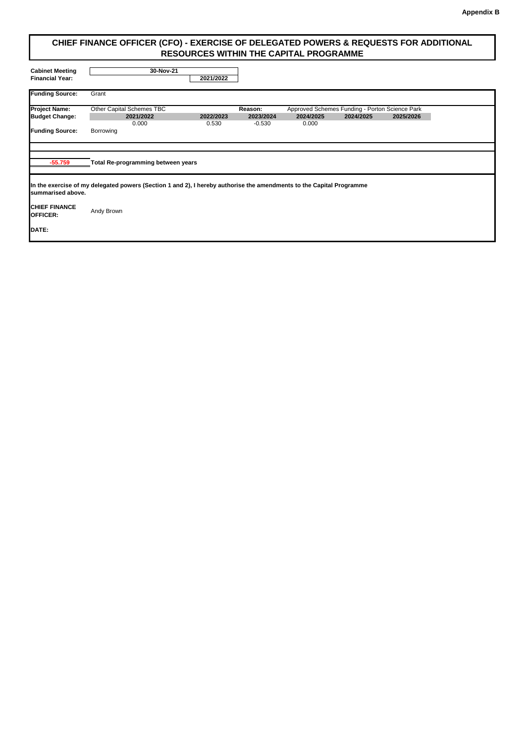**Appendix B**

# CHIEF FINANCE OFFICER (CFO) - EXERCISE OF DELEGATED POWERS & REQUESTS FOR ADDITIONAL RESOURCES WITHIN THE CAPITAL PROGRAMME

| | |
|---|---|
| **Cabinet Meeting** | **30-Nov-21** |
| **Financial Year:** | **2021/2022** |

**Funding Source:** Grant

| | | | | | | |
|---|---|---|---|---|---|---|
| **Project Name:** | Other Capital Schemes TBC | | **Reason:** | Approved Schemes Funding - Porton Science Park | | |
| **Budget Change:** | **2021/2022** | **2022/2023** | **2023/2024** | **2024/2025** | **2024/2025** | **2025/2026** |
| | 0.000 | 0.530 | -0.530 | 0.000 | | |
| **Funding Source:** | Borrowing | | | | | |

**-55.759** **Total Re-programming between years**

**In the exercise of my delegated powers (Section 1 and 2), I hereby authorise the amendments to the Capital Programme summarised above.**

**CHIEF FINANCE OFFICER:** Andy Brown

**DATE:**